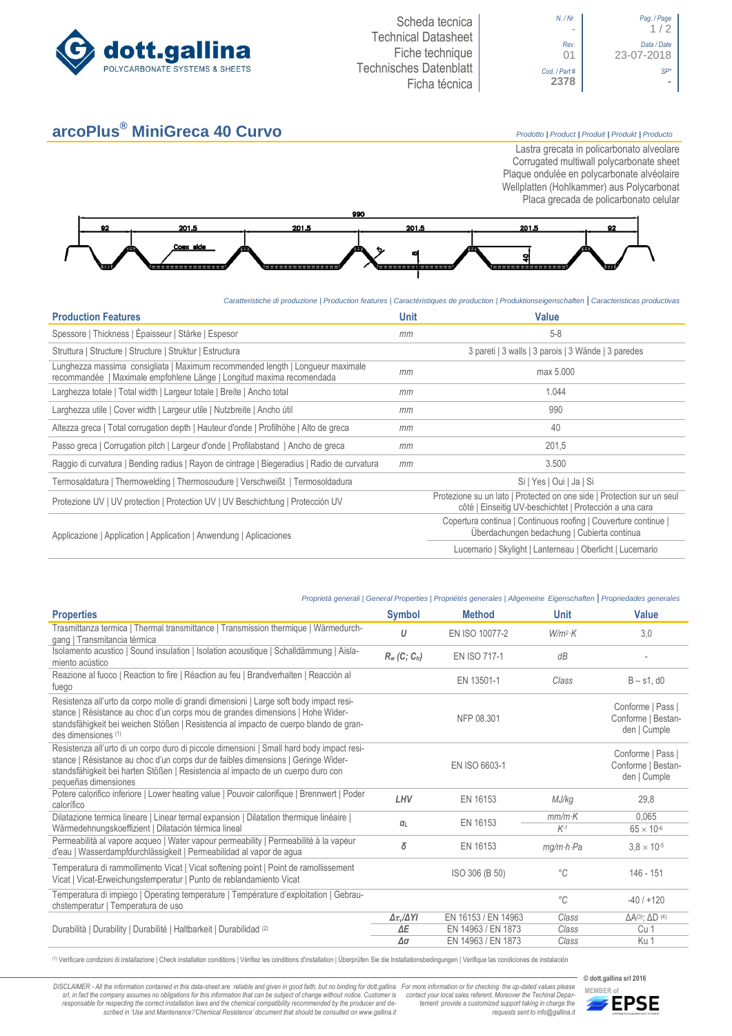# arcoPlus® MiniGreca 40 Curvo

*Prodotto | Product | Produit | Produkt | Producto*

Lastra grecata in policarbonato alveolare
Corrugated multiwall polycarbonate sheet
Plaque ondulée en polycarbonate alvéolaire
Wellplatten (Hohlkammer) aus Polycarbonat
Placa grecada de policarbonato celular

*Caratteristiche di produzione | Production features | Caractéristiques de production | Produktionseigenschaften | Caracteristicas productivas*

| Production Features | Unit | Value |
|---|---|---|
| Spessore \| Thickness \| Épaisseur \| Stärke \| Espesor | *mm* | 5-8 |
| Struttura \| Structure \| Structure \| Struktur \| Estructura | | 3 pareti \| 3 walls \| 3 parois \| 3 Wände \| 3 paredes |
| Lunghezza massima consigliata \| Maximum recommended length \| Longueur maximale recommandée \| Maximale empfohlene Länge \| Longitud maxima recomendada | *mm* | max 5.000 |
| Larghezza totale \| Total width \| Largeur totale \| Breite \| Ancho total | *mm* | 1.044 |
| Larghezza utile \| Cover width \| Largeur utile \| Nutzbreite \| Ancho útil | *mm* | 990 |
| Altezza greca \| Total corrugation depth \| Hauteur d'onde \| Profilhöhe \| Alto de greca | *mm* | 40 |
| Passo greca \| Corrugation pitch \| Largeur d'onde \| Profilabstand \| Ancho de greca | *mm* | 201,5 |
| Raggio di curvatura \| Bending radius \| Rayon de cintrage \| Biegeradius \| Radio de curvatura | *mm* | 3.500 |
| Termosaldatura \| Thermowelding \| Thermosoudure \| Verschweißt \| Termosoldadura | | Si \| Yes \| Oui \| Ja \| Si |
| Protezione UV \| UV protection \| Protection UV \| UV Beschichtung \| Protección UV | | Protezione su un lato \| Protected on one side \| Protection sur un seul côté \| Einseitig UV-beschichtet \| Protección a una cara |
| Applicazione \| Application \| Application \| Anwendung \| Aplicaciones | | Copertura continua \| Continuous roofing \| Couverture continue \| Überdachungen bedachung \| Cubierta continua |
| | | Lucernario \| Skylight \| Lanterneau \| Oberlicht \| Lucernario |

*Proprietà generali | General Properties | Propriétés generales | Allgemeine Eigenschaften | Propriedades generales*

| Properties | Symbol | Method | Unit | Value |
|---|---|---|---|---|
| Trasmittanza termica \| Thermal transmittance \| Transmission thermique \| Wärmedurchgang \| Transmitancia térmica | $U$ | EN ISO 10077-2 | $W/m^2{\cdot}K$ | 3,0 |
| Isolamento acustico \| Sound insulation \| Isolation acoustique \| Schalldämmung \| Aislamiento acústico | $R_w\ (C;\ C_{tr})$ | EN ISO 717-1 | *dB* | - |
| Reazione al fuoco \| Reaction to fire \| Réaction au feu \| Brandverhalten \| Reacción al fuego | | EN 13501-1 | *Class* | B – s1, d0 |
| Resistenza all'urto da corpo molle di grandi dimensioni \| Large soft body impact resistance \| Résistance au choc d'un corps mou de grandes dimensions \| Hohe Widerstandsfähigkeit bei weichen Stößen \| Resistencia al impacto de cuerpo blando de grandes dimensiones [1] | | NFP 08.301 | | Conforme \| Pass \| Conforme \| Bestanden \| Cumple |
| Resistenza all'urto di un corpo duro di piccole dimensioni \| Small hard body impact resistance \| Résistance au choc d'un corps dur de faibles dimensions \| Geringe Widerstandsfähigkeit bei harten Stößen \| Resistencia al impacto de un cuerpo duro con pequeñas dimensiones | | EN ISO 6603-1 | | Conforme \| Pass \| Conforme \| Bestanden \| Cumple |
| Potere calorifico inferiore \| Lower heating value \| Pouvoir calorifique \| Brennwert \| Poder calorífico | *LHV* | EN 16153 | *MJ/kg* | 29,8 |
| Dilatazione termica lineare \| Linear termal expansion \| Dilatation thermique linéaire \| Wärmedehnungskoeffizient \| Dilatación térmica lineal | $\alpha_L$ | EN 16153 | $mm/m{\cdot}K$ | 0,065 |
| | | | $K^{-1}$ | $65 \times 10^{-6}$ |
| Permeabilità al vapore acqueo \| Water vapour permeability \| Permeabilité à la vapeur d'eau \| Wasserdampfdurchlässigkeit \| Permeabilidad al vapor de agua | $\delta$ | EN 16153 | $mg/m{\cdot}h{\cdot}Pa$ | $3{,}8 \times 10^{-5}$ |
| Temperatura di rammollimento Vicat \| Vicat softening point \| Point de ramollissement Vicat \| Vicat-Erweichungstemperatur \| Punto de reblandamiento Vicat | | ISO 306 (B 50) | °C | 146 - 151 |
| Temperatura di impiego \| Operating temperature \| Température d'exploitation \| Gebrauchstemperatur \| Temperatura de uso | | | °C | -40 / +120 |
| Durabilità \| Durability \| Durabilité \| Haltbarkeit \| Durabilidad [2] | $\Delta\tau_v/\Delta YI$ | EN 16153 / EN 14963 | *Class* | ΔA[3]; ΔD [4] |
| | $\Delta E$ | EN 14963 / EN 1873 | *Class* | Cu 1 |
| | $\Delta\sigma$ | EN 14963 / EN 1873 | *Class* | Ku 1 |

[1] Verificare condizioni di installazione | Check installation conditions | Vérifiez les conditions d'installation | Überprüfen Sie die Installationsbedingungen | Verifique las condiciones de instalación

*DISCLAIMER - All the information contained in this data-sheet are reliable and given in good faith, but no binding for dott.gallina srl, in fact the company assumes no obligations for this information that can be subject of change without notice. Customer is responsible for respecting the correct installation laws and the chemical compatibility recommended by the producer and described in 'Use and Maintenance'/'Chemical Resistence' document that should be consulted on www.gallina.it*

*For more information or for checking the up-dated values please contact your local sales referent. Moreover the Technical Department provide a customized support taking in charge the requests sent to info@gallina.it*

© dott.gallina srl 2016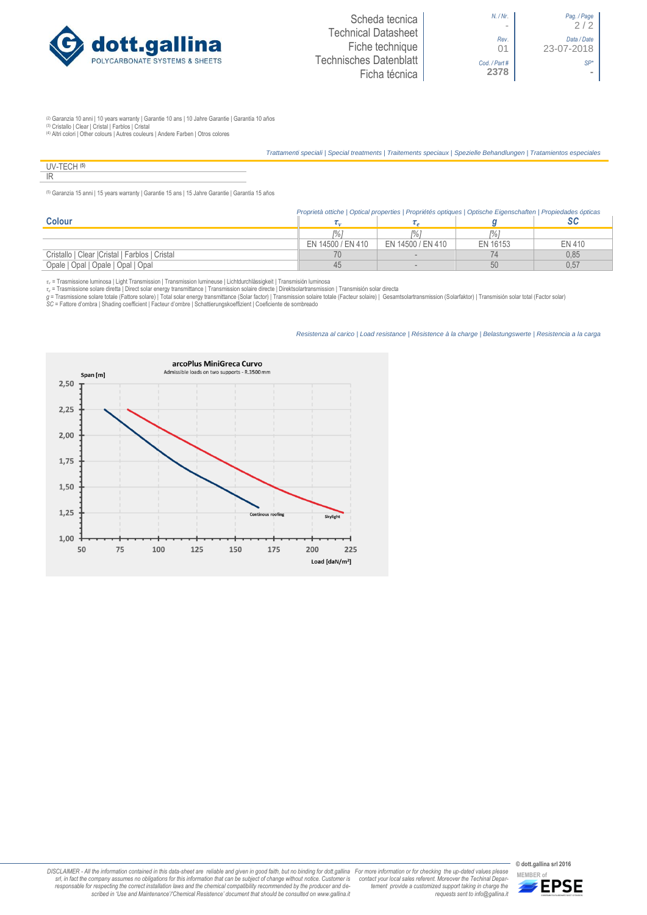(2) Garanzia 10 anni | 10 years warranty | Garantie 10 ans | 10 Jahre Garantie | Garantía 10 años
(3) Cristallo | Clear | Cristal | Farblos | Cristal
(4) Altri colori | Other colours | Autres couleurs | Andere Farben | Otros colores

*Trattamenti speciali | Special treatments | Traitements speciaux | Spezielle Behandlungen | Tratamientos especiales*

UV-TECH (5)
IR

(5) Garanzia 15 anni | 15 years warranty | Garantie 15 ans | 15 Jahre Garantie | Garantía 15 años

*Proprietà ottiche | Optical properties | Propriétés optiques | Optische Eigenschaften | Propiedades ópticas*

| Colour | $\tau_v$ | $\tau_e$ | $g$ | SC |
|---|---|---|---|---|
| | [%] | [%] | [%] | |
| | EN 14500 / EN 410 | EN 14500 / EN 410 | EN 16153 | EN 410 |
| Cristallo \| Clear \|Cristal \| Farblos \| Cristal | 70 | - | 74 | 0,85 |
| Opale \| Opal \| Opale \| Opal \| Opal | 45 | - | 50 | 0,57 |

$\tau_v$ = Trasmissione luminosa | Light Transmission | Transmission lumineuse | Lichtdurchlässigkeit | Transmisión luminosa
$\tau_e$ = Trasmissione solare diretta | Direct solar energy transmittance | Transmission solaire directe | Direktsolartransmission | Transmisión solar directa
$g$ = Trasmissione solare totale (Fattore solare) | Total solar energy transmittance (Solar factor) | Transmission solaire totale (Facteur solaire) | Gesamtsolartransmission (Solarfaktor) | Transmisión solar total (Factor solar)
SC = Fattore d'ombra | Shading coefficient | Facteur d'ombre | Schattierungskoeffizient | Coeficiente de sombreado

*Resistenza al carico | Load resistance | Résistence à la charge | Belastungswerte | Resistencia a la carga*

arcoPlus MiniGreca Curvo
Admissible loads on two supports - R.3500 mm
Span [m]
2,50
2,25
2,00
1,75
1,50
1,25
1,00
50 75 100 125 150 175 200 225
Load [daN/m²]
Continous roofing
Skylight

*DISCLAIMER - All the information contained in this data-sheet are reliable and given in good faith, but no binding for dott.gallina srl, in fact the company assumes no obligations for this information that can be subject of change without notice. Customer is responsable for respecting the correct installation laws and the chemical compatibility recommended by the producer and described in 'Use and Maintenance'/'Chemical Resistence' document that should be consulted on www.gallina.it For more information or for checking the up-dated values please contact your local sales referent. Moreover the Techinal Department provide a customized support taking in charge the requests sent to info@gallina.it*

© dott.gallina srl 2016
MEMBER of EPSE